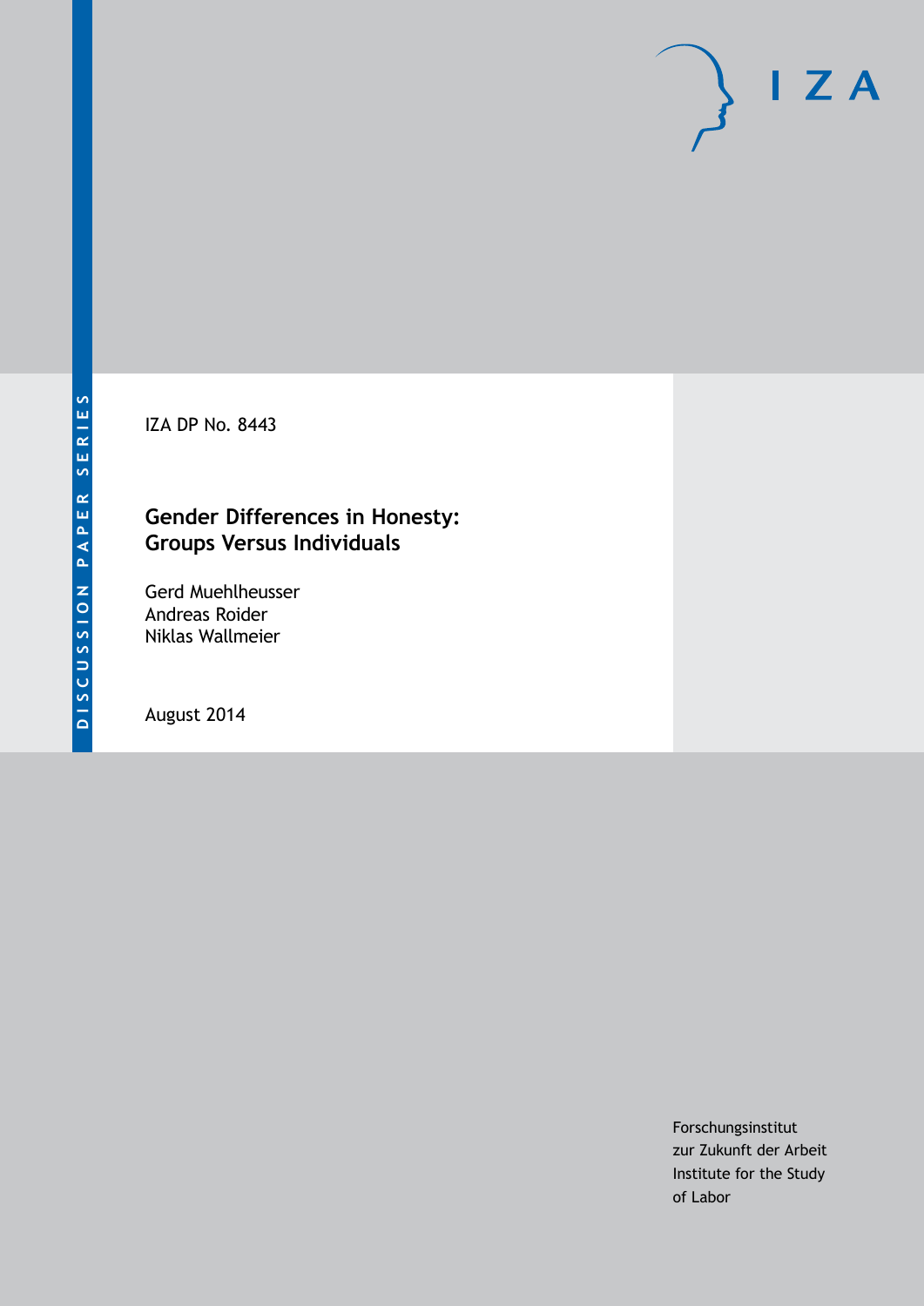DISCUSSION PAPER SERIES

IZA DP No. 8443

# Gender Differences in Honesty: Groups Versus Individuals

Gerd Muehlheusser
Andreas Roider
Niklas Wallmeier

August 2014

Forschungsinstitut
zur Zukunft der Arbeit
Institute for the Study
of Labor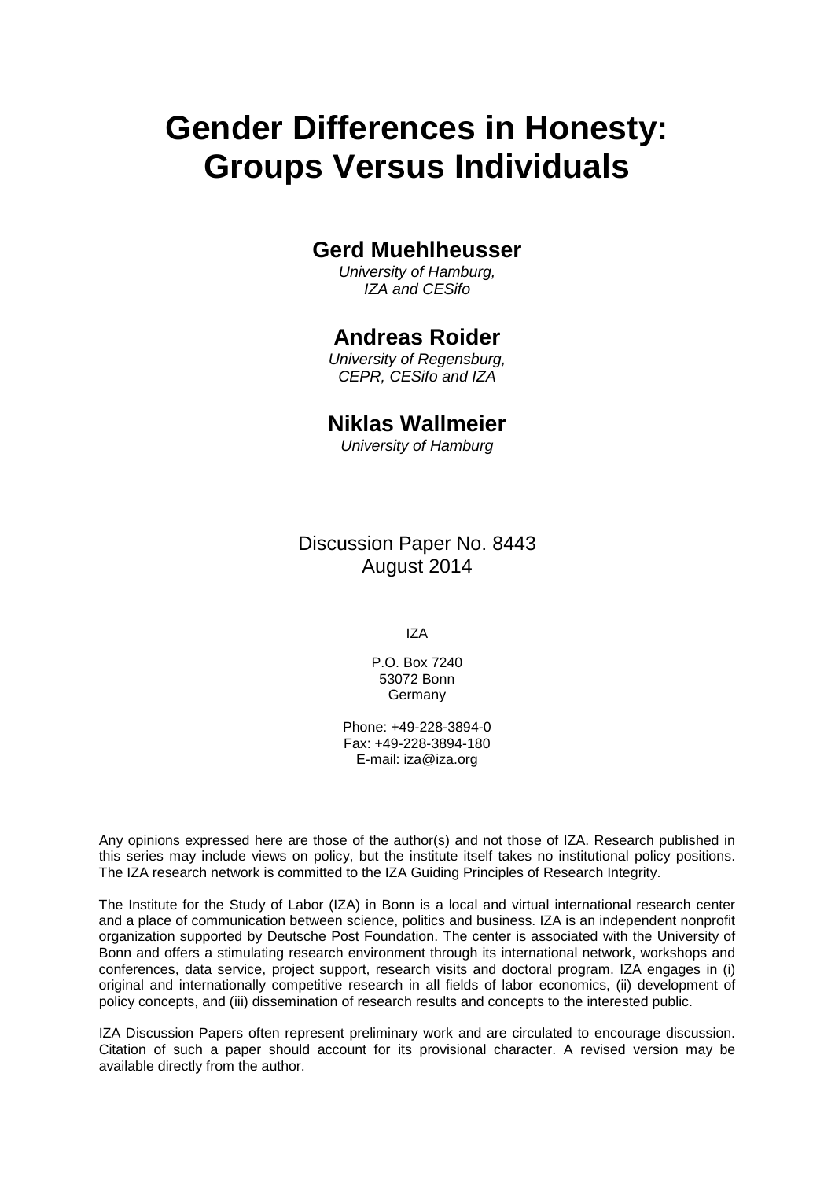# Gender Differences in Honesty: Groups Versus Individuals

## Gerd Muehlheusser

*University of Hamburg, IZA and CESifo*

## Andreas Roider

*University of Regensburg, CEPR, CESifo and IZA*

## Niklas Wallmeier

*University of Hamburg*

Discussion Paper No. 8443
August 2014

IZA

P.O. Box 7240
53072 Bonn
Germany

Phone: +49-228-3894-0
Fax: +49-228-3894-180
E-mail: iza@iza.org

Any opinions expressed here are those of the author(s) and not those of IZA. Research published in this series may include views on policy, but the institute itself takes no institutional policy positions. The IZA research network is committed to the IZA Guiding Principles of Research Integrity.

The Institute for the Study of Labor (IZA) in Bonn is a local and virtual international research center and a place of communication between science, politics and business. IZA is an independent nonprofit organization supported by Deutsche Post Foundation. The center is associated with the University of Bonn and offers a stimulating research environment through its international network, workshops and conferences, data service, project support, research visits and doctoral program. IZA engages in (i) original and internationally competitive research in all fields of labor economics, (ii) development of policy concepts, and (iii) dissemination of research results and concepts to the interested public.

IZA Discussion Papers often represent preliminary work and are circulated to encourage discussion. Citation of such a paper should account for its provisional character. A revised version may be available directly from the author.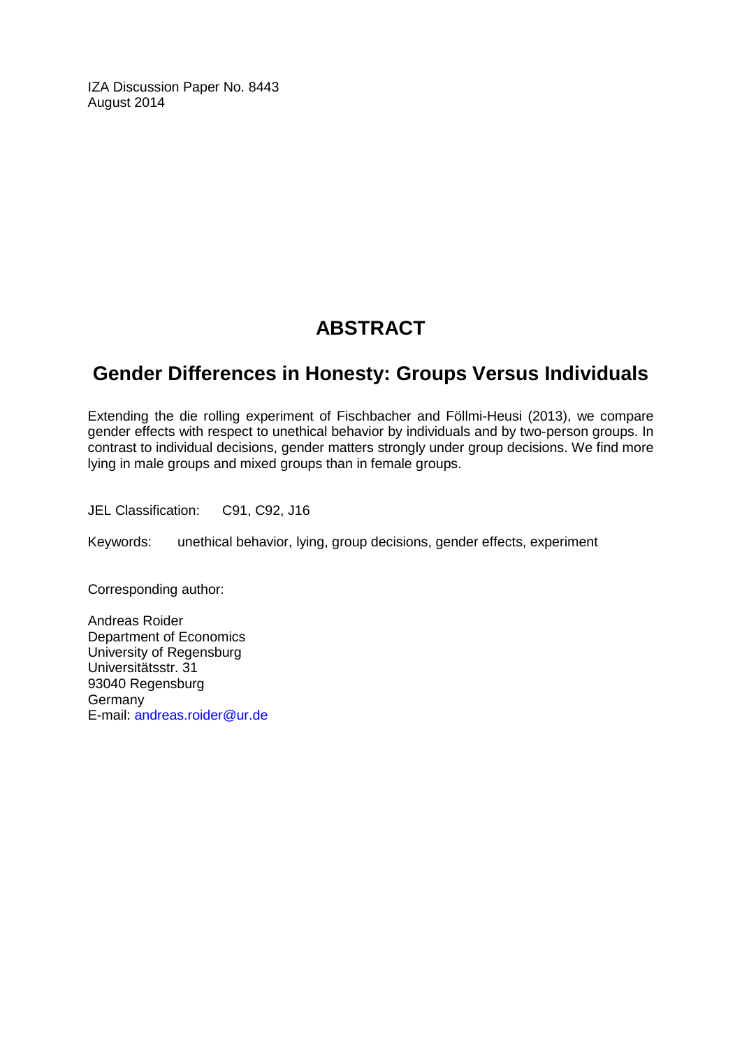IZA Discussion Paper No. 8443
August 2014

# ABSTRACT

## Gender Differences in Honesty: Groups Versus Individuals

Extending the die rolling experiment of Fischbacher and Föllmi-Heusi (2013), we compare gender effects with respect to unethical behavior by individuals and by two-person groups. In contrast to individual decisions, gender matters strongly under group decisions. We find more lying in male groups and mixed groups than in female groups.

JEL Classification: C91, C92, J16

Keywords: unethical behavior, lying, group decisions, gender effects, experiment

Corresponding author:

Andreas Roider
Department of Economics
University of Regensburg
Universitätsstr. 31
93040 Regensburg
Germany
E-mail: andreas.roider@ur.de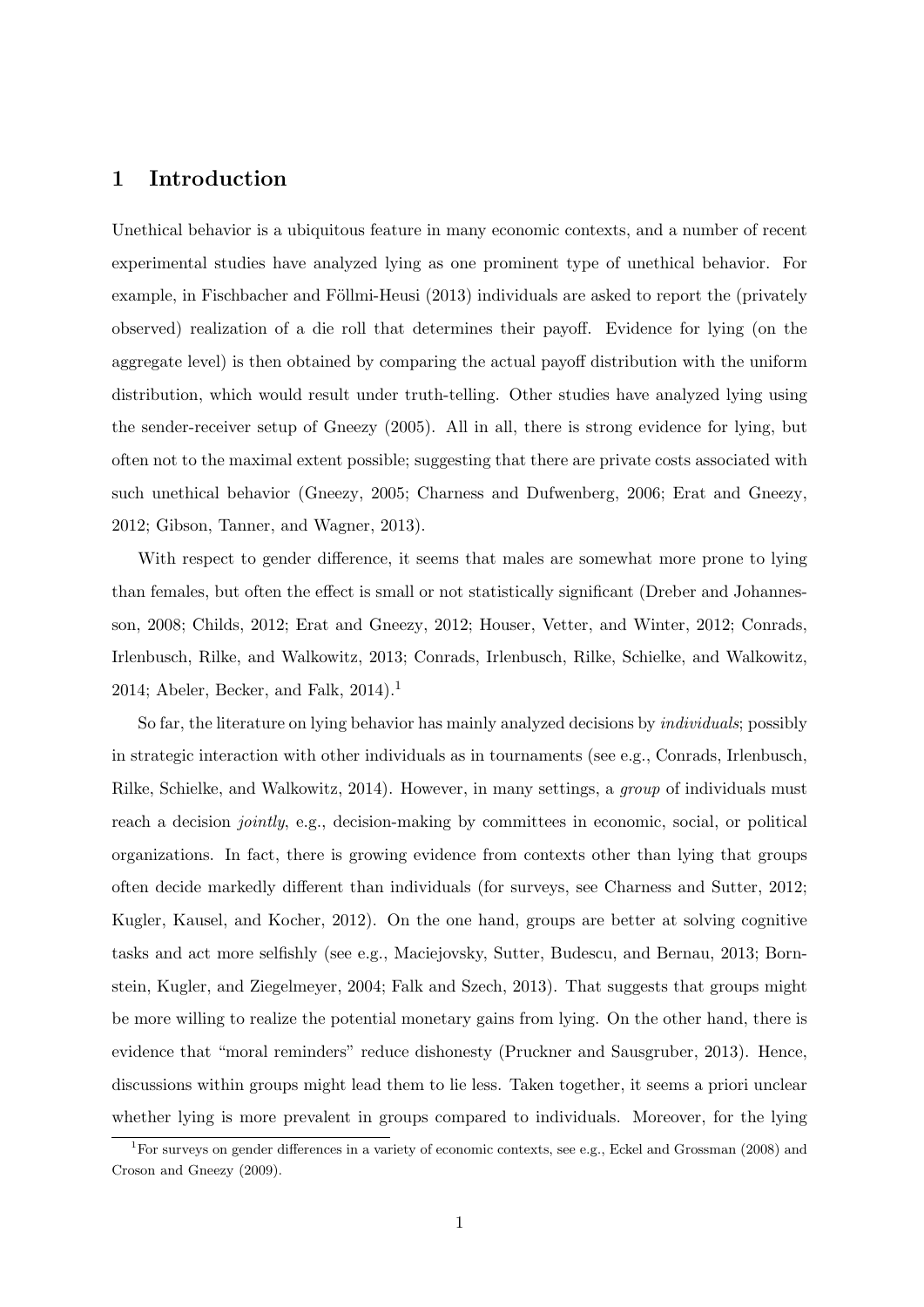# 1 Introduction

Unethical behavior is a ubiquitous feature in many economic contexts, and a number of recent experimental studies have analyzed lying as one prominent type of unethical behavior. For example, in Fischbacher and Föllmi-Heusi (2013) individuals are asked to report the (privately observed) realization of a die roll that determines their payoff. Evidence for lying (on the aggregate level) is then obtained by comparing the actual payoff distribution with the uniform distribution, which would result under truth-telling. Other studies have analyzed lying using the sender-receiver setup of Gneezy (2005). All in all, there is strong evidence for lying, but often not to the maximal extent possible; suggesting that there are private costs associated with such unethical behavior (Gneezy, 2005; Charness and Dufwenberg, 2006; Erat and Gneezy, 2012; Gibson, Tanner, and Wagner, 2013).

With respect to gender difference, it seems that males are somewhat more prone to lying than females, but often the effect is small or not statistically significant (Dreber and Johannesson, 2008; Childs, 2012; Erat and Gneezy, 2012; Houser, Vetter, and Winter, 2012; Conrads, Irlenbusch, Rilke, and Walkowitz, 2013; Conrads, Irlenbusch, Rilke, Schielke, and Walkowitz, 2014; Abeler, Becker, and Falk, 2014).[1]

So far, the literature on lying behavior has mainly analyzed decisions by *individuals*; possibly in strategic interaction with other individuals as in tournaments (see e.g., Conrads, Irlenbusch, Rilke, Schielke, and Walkowitz, 2014). However, in many settings, a *group* of individuals must reach a decision *jointly*, e.g., decision-making by committees in economic, social, or political organizations. In fact, there is growing evidence from contexts other than lying that groups often decide markedly different than individuals (for surveys, see Charness and Sutter, 2012; Kugler, Kausel, and Kocher, 2012). On the one hand, groups are better at solving cognitive tasks and act more selfishly (see e.g., Maciejovsky, Sutter, Budescu, and Bernau, 2013; Bornstein, Kugler, and Ziegelmeyer, 2004; Falk and Szech, 2013). That suggests that groups might be more willing to realize the potential monetary gains from lying. On the other hand, there is evidence that "moral reminders" reduce dishonesty (Pruckner and Sausgruber, 2013). Hence, discussions within groups might lead them to lie less. Taken together, it seems a priori unclear whether lying is more prevalent in groups compared to individuals. Moreover, for the lying

[1] For surveys on gender differences in a variety of economic contexts, see e.g., Eckel and Grossman (2008) and Croson and Gneezy (2009).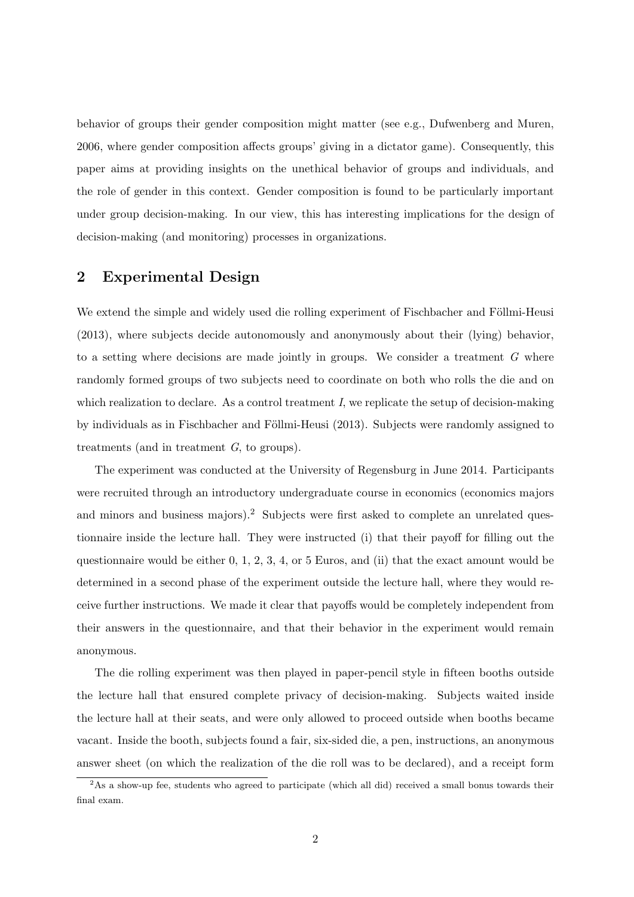behavior of groups their gender composition might matter (see e.g., Dufwenberg and Muren, 2006, where gender composition affects groups' giving in a dictator game). Consequently, this paper aims at providing insights on the unethical behavior of groups and individuals, and the role of gender in this context. Gender composition is found to be particularly important under group decision-making. In our view, this has interesting implications for the design of decision-making (and monitoring) processes in organizations.

## 2 Experimental Design

We extend the simple and widely used die rolling experiment of Fischbacher and Föllmi-Heusi (2013), where subjects decide autonomously and anonymously about their (lying) behavior, to a setting where decisions are made jointly in groups. We consider a treatment $G$ where randomly formed groups of two subjects need to coordinate on both who rolls the die and on which realization to declare. As a control treatment $I$, we replicate the setup of decision-making by individuals as in Fischbacher and Föllmi-Heusi (2013). Subjects were randomly assigned to treatments (and in treatment $G$, to groups).

The experiment was conducted at the University of Regensburg in June 2014. Participants were recruited through an introductory undergraduate course in economics (economics majors and minors and business majors).[2] Subjects were first asked to complete an unrelated questionnaire inside the lecture hall. They were instructed (i) that their payoff for filling out the questionnaire would be either 0, 1, 2, 3, 4, or 5 Euros, and (ii) that the exact amount would be determined in a second phase of the experiment outside the lecture hall, where they would receive further instructions. We made it clear that payoffs would be completely independent from their answers in the questionnaire, and that their behavior in the experiment would remain anonymous.

The die rolling experiment was then played in paper-pencil style in fifteen booths outside the lecture hall that ensured complete privacy of decision-making. Subjects waited inside the lecture hall at their seats, and were only allowed to proceed outside when booths became vacant. Inside the booth, subjects found a fair, six-sided die, a pen, instructions, an anonymous answer sheet (on which the realization of the die roll was to be declared), and a receipt form

[2] As a show-up fee, students who agreed to participate (which all did) received a small bonus towards their final exam.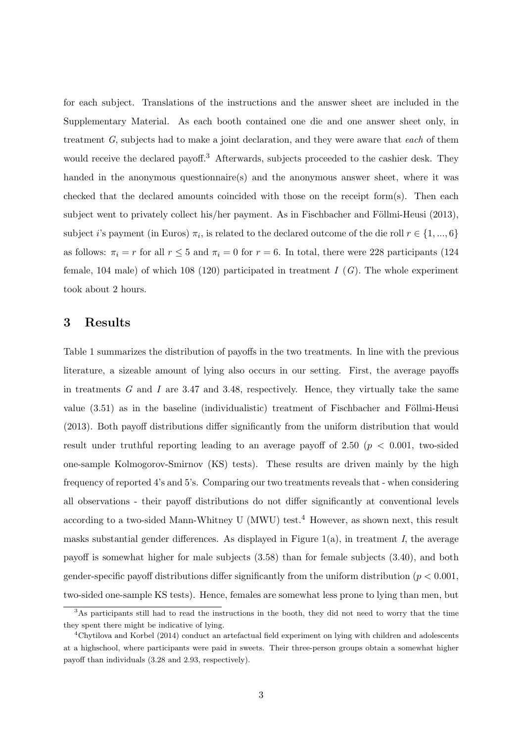for each subject. Translations of the instructions and the answer sheet are included in the Supplementary Material. As each booth contained one die and one answer sheet only, in treatment $G$, subjects had to make a joint declaration, and they were aware that *each* of them would receive the declared payoff.[3] Afterwards, subjects proceeded to the cashier desk. They handed in the anonymous questionnaire(s) and the anonymous answer sheet, where it was checked that the declared amounts coincided with those on the receipt form(s). Then each subject went to privately collect his/her payment. As in Fischbacher and Föllmi-Heusi (2013), subject $i$'s payment (in Euros) $\pi_i$, is related to the declared outcome of the die roll $r \in \{1, ..., 6\}$ as follows: $\pi_i = r$ for all $r \leq 5$ and $\pi_i = 0$ for $r = 6$. In total, there were 228 participants (124 female, 104 male) of which 108 (120) participated in treatment $I$ ($G$). The whole experiment took about 2 hours.

## 3 Results

Table 1 summarizes the distribution of payoffs in the two treatments. In line with the previous literature, a sizeable amount of lying also occurs in our setting. First, the average payoffs in treatments $G$ and $I$ are 3.47 and 3.48, respectively. Hence, they virtually take the same value (3.51) as in the baseline (individualistic) treatment of Fischbacher and Föllmi-Heusi (2013). Both payoff distributions differ significantly from the uniform distribution that would result under truthful reporting leading to an average payoff of 2.50 ($p < 0.001$, two-sided one-sample Kolmogorov-Smirnov (KS) tests). These results are driven mainly by the high frequency of reported 4's and 5's. Comparing our two treatments reveals that - when considering all observations - their payoff distributions do not differ significantly at conventional levels according to a two-sided Mann-Whitney U (MWU) test.[4] However, as shown next, this result masks substantial gender differences. As displayed in Figure 1(a), in treatment $I$, the average payoff is somewhat higher for male subjects (3.58) than for female subjects (3.40), and both gender-specific payoff distributions differ significantly from the uniform distribution ($p < 0.001$, two-sided one-sample KS tests). Hence, females are somewhat less prone to lying than men, but

---

[3] As participants still had to read the instructions in the booth, they did not need to worry that the time they spent there might be indicative of lying.

[4] Chytilova and Korbel (2014) conduct an artefactual field experiment on lying with children and adolescents at a highschool, where participants were paid in sweets. Their three-person groups obtain a somewhat higher payoff than individuals (3.28 and 2.93, respectively).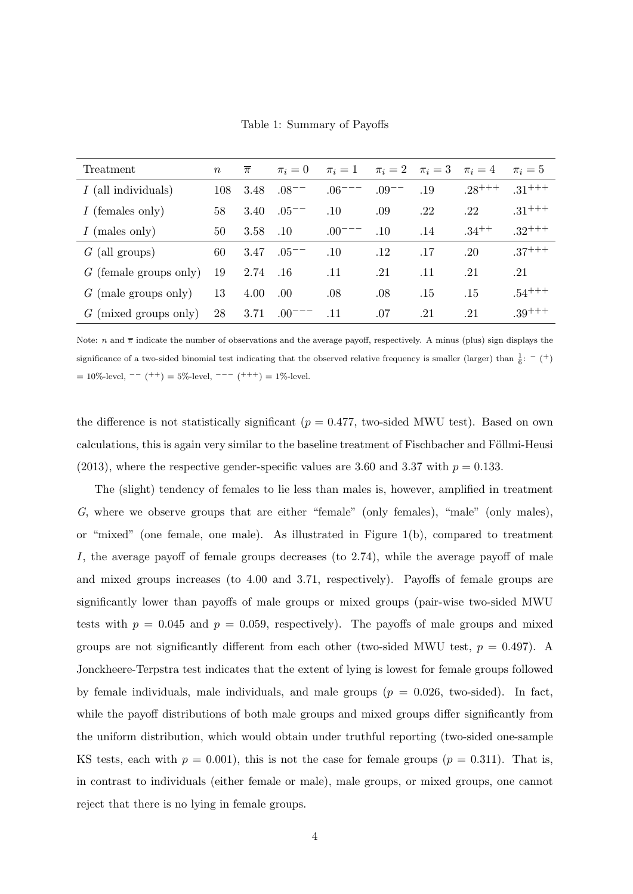Table 1: Summary of Payoffs

| Treatment | $n$ | $\overline{\pi}$ | $\pi_i = 0$ | $\pi_i = 1$ | $\pi_i = 2$ | $\pi_i = 3$ | $\pi_i = 4$ | $\pi_i = 5$ |
|---|---|---|---|---|---|---|---|---|
| $I$ (all individuals) | 108 | 3.48 | $.08^{--}$ | $.06^{---}$ | $.09^{--}$ | .19 | $.28^{+++}$ | $.31^{+++}$ |
| $I$ (females only) | 58 | 3.40 | $.05^{--}$ | .10 | .09 | .22 | .22 | $.31^{+++}$ |
| $I$ (males only) | 50 | 3.58 | .10 | $.00^{---}$ | .10 | .14 | $.34^{++}$ | $.32^{+++}$ |
| $G$ (all groups) | 60 | 3.47 | $.05^{--}$ | .10 | .12 | .17 | .20 | $.37^{+++}$ |
| $G$ (female groups only) | 19 | 2.74 | .16 | .11 | .21 | .11 | .21 | .21 |
| $G$ (male groups only) | 13 | 4.00 | .00 | .08 | .08 | .15 | .15 | $.54^{+++}$ |
| $G$ (mixed groups only) | 28 | 3.71 | $.00^{---}$ | .11 | .07 | .21 | .21 | $.39^{+++}$ |

Note: $n$ and $\overline{\pi}$ indicate the number of observations and the average payoff, respectively. A minus (plus) sign displays the significance of a two-sided binomial test indicating that the observed relative frequency is smaller (larger) than $\frac{1}{6}$: $^{-}$ ($^{+}$) = 10%-level, $^{--}$ ($^{++}$) = 5%-level, $^{---}$ ($^{+++}$) = 1%-level.

the difference is not statistically significant ($p = 0.477$, two-sided MWU test). Based on own calculations, this is again very similar to the baseline treatment of Fischbacher and Föllmi-Heusi (2013), where the respective gender-specific values are 3.60 and 3.37 with $p = 0.133$.

The (slight) tendency of females to lie less than males is, however, amplified in treatment $G$, where we observe groups that are either "female" (only females), "male" (only males), or "mixed" (one female, one male). As illustrated in Figure 1(b), compared to treatment $I$, the average payoff of female groups decreases (to 2.74), while the average payoff of male and mixed groups increases (to 4.00 and 3.71, respectively). Payoffs of female groups are significantly lower than payoffs of male groups or mixed groups (pair-wise two-sided MWU tests with $p = 0.045$ and $p = 0.059$, respectively). The payoffs of male groups and mixed groups are not significantly different from each other (two-sided MWU test, $p = 0.497$). A Jonckheere-Terpstra test indicates that the extent of lying is lowest for female groups followed by female individuals, male individuals, and male groups ($p = 0.026$, two-sided). In fact, while the payoff distributions of both male groups and mixed groups differ significantly from the uniform distribution, which would obtain under truthful reporting (two-sided one-sample KS tests, each with $p = 0.001$), this is not the case for female groups ($p = 0.311$). That is, in contrast to individuals (either female or male), male groups, or mixed groups, one cannot reject that there is no lying in female groups.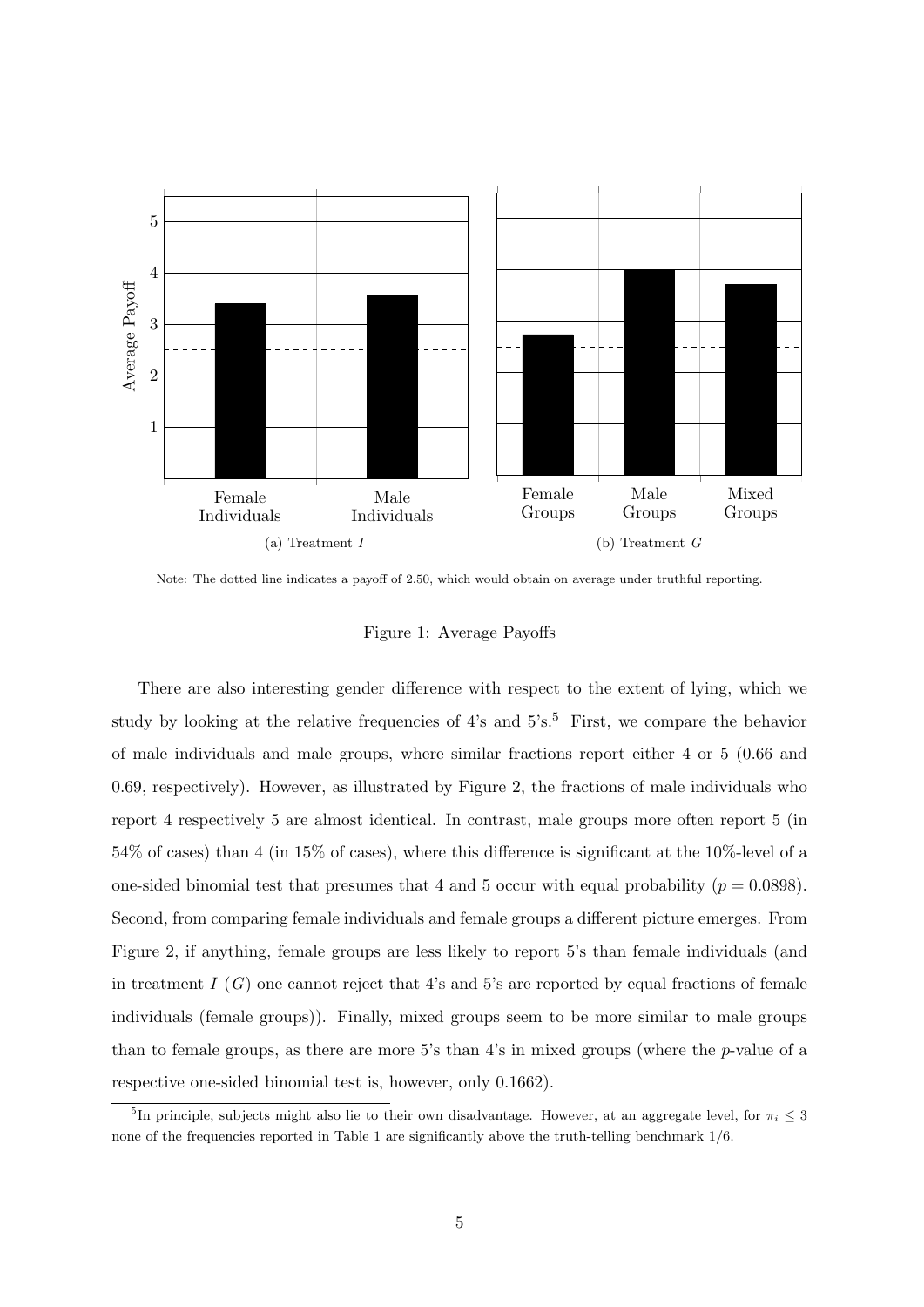Note: The dotted line indicates a payoff of 2.50, which would obtain on average under truthful reporting.

Figure 1: Average Payoffs

There are also interesting gender difference with respect to the extent of lying, which we study by looking at the relative frequencies of 4's and 5's.[5] First, we compare the behavior of male individuals and male groups, where similar fractions report either 4 or 5 (0.66 and 0.69, respectively). However, as illustrated by Figure 2, the fractions of male individuals who report 4 respectively 5 are almost identical. In contrast, male groups more often report 5 (in 54% of cases) than 4 (in 15% of cases), where this difference is significant at the 10%-level of a one-sided binomial test that presumes that 4 and 5 occur with equal probability ($p = 0.0898$). Second, from comparing female individuals and female groups a different picture emerges. From Figure 2, if anything, female groups are less likely to report 5's than female individuals (and in treatment $I$ ($G$) one cannot reject that 4's and 5's are reported by equal fractions of female individuals (female groups)). Finally, mixed groups seem to be more similar to male groups than to female groups, as there are more 5's than 4's in mixed groups (where the $p$-value of a respective one-sided binomial test is, however, only 0.1662).

[5] In principle, subjects might also lie to their own disadvantage. However, at an aggregate level, for $\pi_i \leq 3$ none of the frequencies reported in Table 1 are significantly above the truth-telling benchmark 1/6.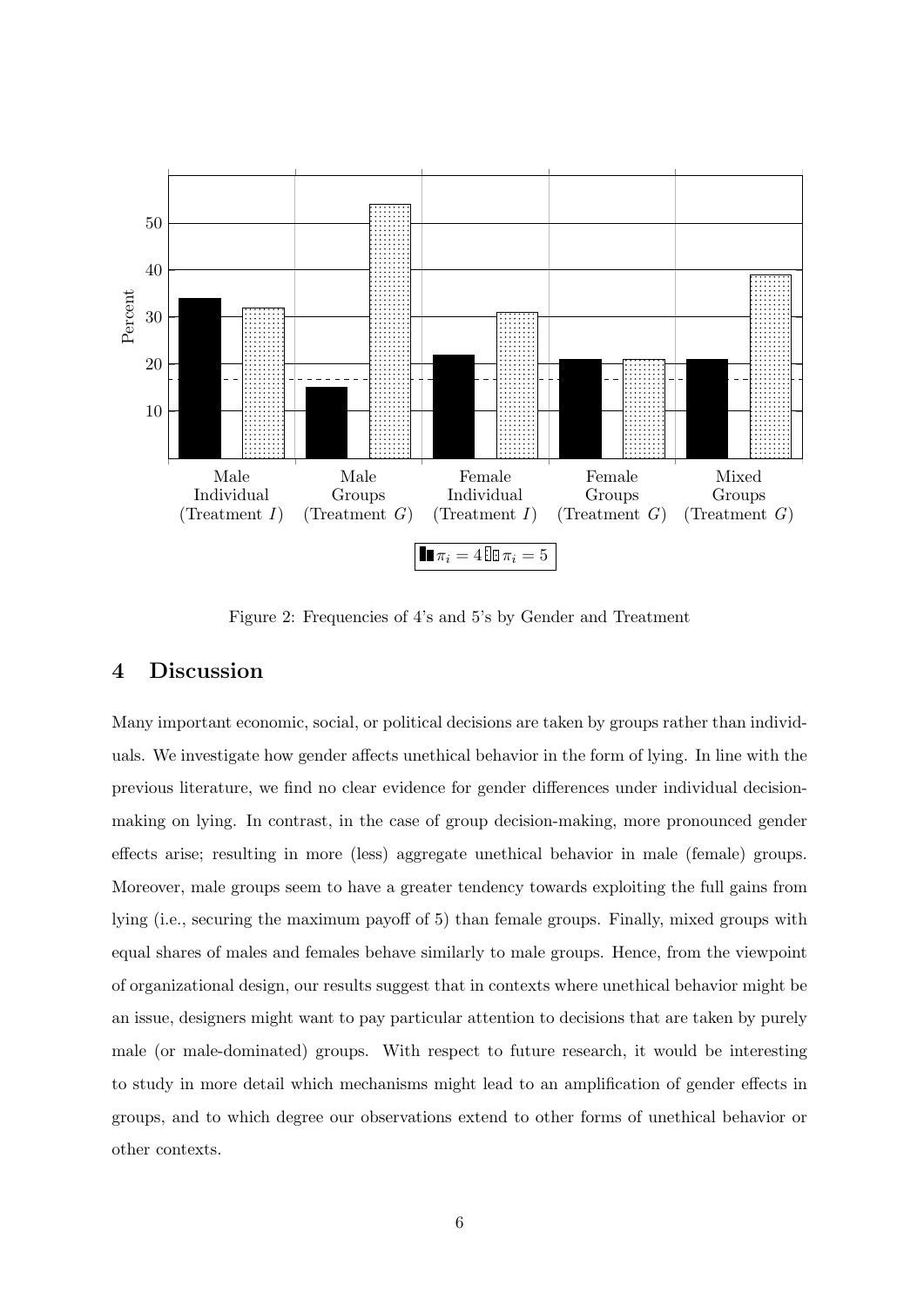Figure 2: Frequencies of 4's and 5's by Gender and Treatment

## 4 Discussion

Many important economic, social, or political decisions are taken by groups rather than individuals. We investigate how gender affects unethical behavior in the form of lying. In line with the previous literature, we find no clear evidence for gender differences under individual decision-making on lying. In contrast, in the case of group decision-making, more pronounced gender effects arise; resulting in more (less) aggregate unethical behavior in male (female) groups. Moreover, male groups seem to have a greater tendency towards exploiting the full gains from lying (i.e., securing the maximum payoff of 5) than female groups. Finally, mixed groups with equal shares of males and females behave similarly to male groups. Hence, from the viewpoint of organizational design, our results suggest that in contexts where unethical behavior might be an issue, designers might want to pay particular attention to decisions that are taken by purely male (or male-dominated) groups. With respect to future research, it would be interesting to study in more detail which mechanisms might lead to an amplification of gender effects in groups, and to which degree our observations extend to other forms of unethical behavior or other contexts.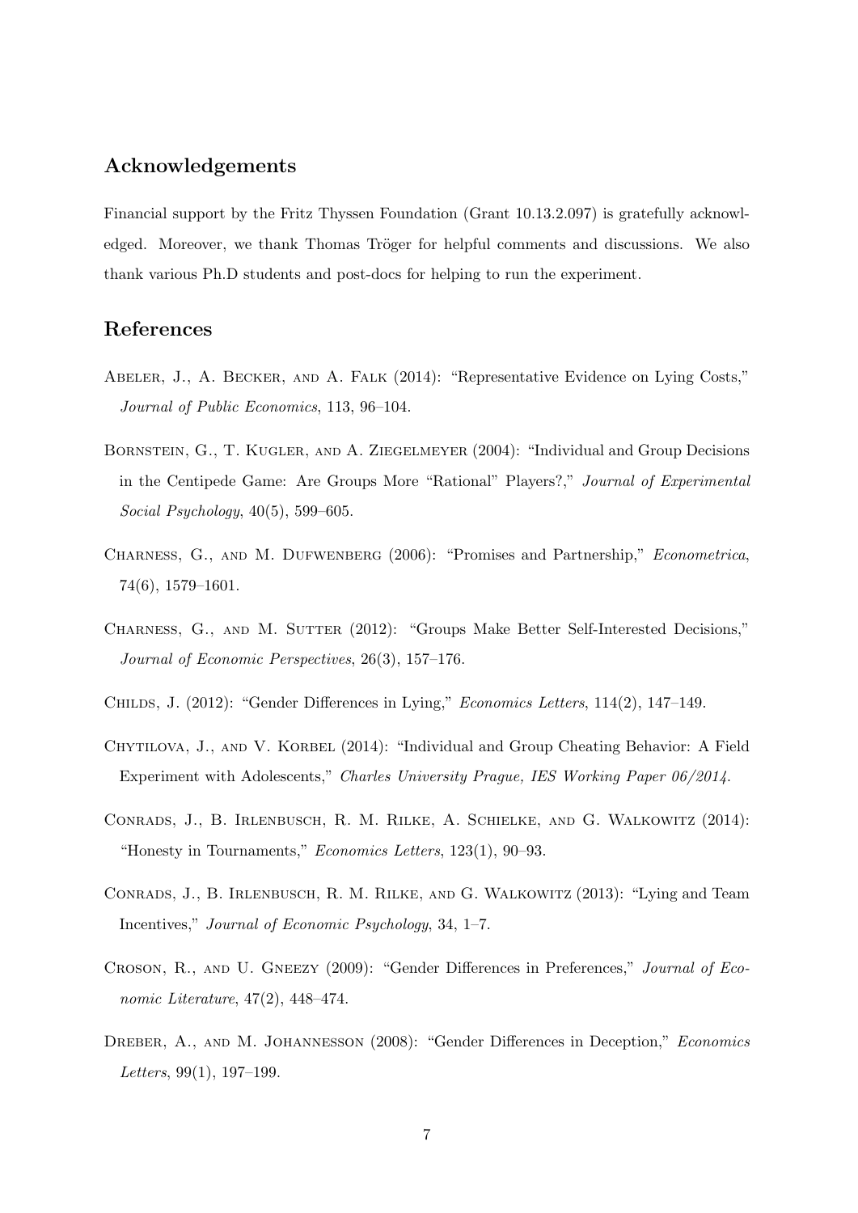## Acknowledgements

Financial support by the Fritz Thyssen Foundation (Grant 10.13.2.097) is gratefully acknowledged. Moreover, we thank Thomas Tröger for helpful comments and discussions. We also thank various Ph.D students and post-docs for helping to run the experiment.

## References

Abeler, J., A. Becker, and A. Falk (2014): "Representative Evidence on Lying Costs," *Journal of Public Economics*, 113, 96–104.

Bornstein, G., T. Kugler, and A. Ziegelmeyer (2004): "Individual and Group Decisions in the Centipede Game: Are Groups More "Rational" Players?," *Journal of Experimental Social Psychology*, 40(5), 599–605.

Charness, G., and M. Dufwenberg (2006): "Promises and Partnership," *Econometrica*, 74(6), 1579–1601.

Charness, G., and M. Sutter (2012): "Groups Make Better Self-Interested Decisions," *Journal of Economic Perspectives*, 26(3), 157–176.

Childs, J. (2012): "Gender Differences in Lying," *Economics Letters*, 114(2), 147–149.

Chytilova, J., and V. Korbel (2014): "Individual and Group Cheating Behavior: A Field Experiment with Adolescents," *Charles University Prague, IES Working Paper 06/2014*.

Conrads, J., B. Irlenbusch, R. M. Rilke, A. Schielke, and G. Walkowitz (2014): "Honesty in Tournaments," *Economics Letters*, 123(1), 90–93.

Conrads, J., B. Irlenbusch, R. M. Rilke, and G. Walkowitz (2013): "Lying and Team Incentives," *Journal of Economic Psychology*, 34, 1–7.

Croson, R., and U. Gneezy (2009): "Gender Differences in Preferences," *Journal of Economic Literature*, 47(2), 448–474.

Dreber, A., and M. Johannesson (2008): "Gender Differences in Deception," *Economics Letters*, 99(1), 197–199.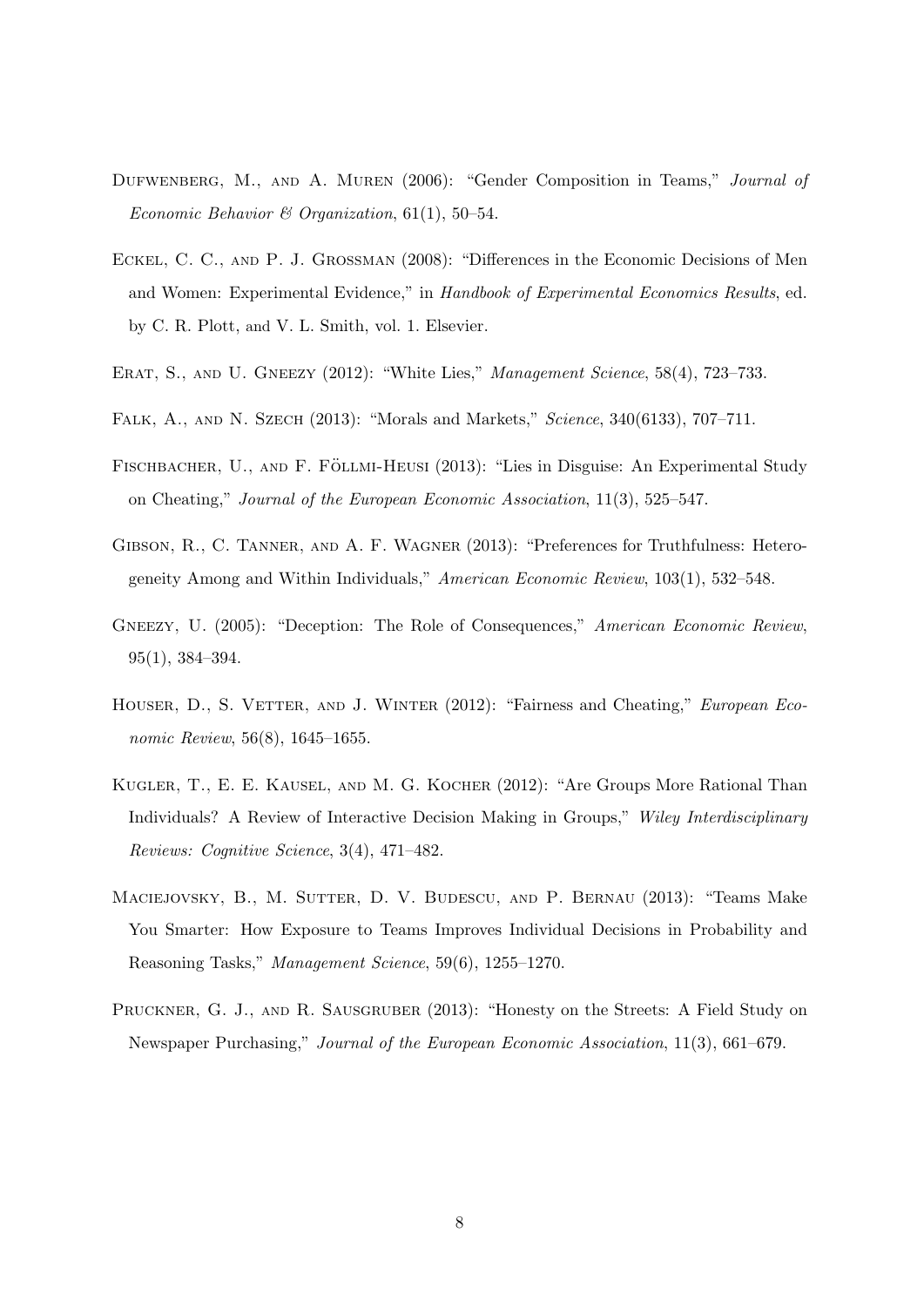Dufwenberg, M., and A. Muren (2006): "Gender Composition in Teams," *Journal of Economic Behavior & Organization*, 61(1), 50–54.

Eckel, C. C., and P. J. Grossman (2008): "Differences in the Economic Decisions of Men and Women: Experimental Evidence," in *Handbook of Experimental Economics Results*, ed. by C. R. Plott, and V. L. Smith, vol. 1. Elsevier.

Erat, S., and U. Gneezy (2012): "White Lies," *Management Science*, 58(4), 723–733.

Falk, A., and N. Szech (2013): "Morals and Markets," *Science*, 340(6133), 707–711.

Fischbacher, U., and F. Föllmi-Heusi (2013): "Lies in Disguise: An Experimental Study on Cheating," *Journal of the European Economic Association*, 11(3), 525–547.

Gibson, R., C. Tanner, and A. F. Wagner (2013): "Preferences for Truthfulness: Heterogeneity Among and Within Individuals," *American Economic Review*, 103(1), 532–548.

Gneezy, U. (2005): "Deception: The Role of Consequences," *American Economic Review*, 95(1), 384–394.

Houser, D., S. Vetter, and J. Winter (2012): "Fairness and Cheating," *European Economic Review*, 56(8), 1645–1655.

Kugler, T., E. E. Kausel, and M. G. Kocher (2012): "Are Groups More Rational Than Individuals? A Review of Interactive Decision Making in Groups," *Wiley Interdisciplinary Reviews: Cognitive Science*, 3(4), 471–482.

Maciejovsky, B., M. Sutter, D. V. Budescu, and P. Bernau (2013): "Teams Make You Smarter: How Exposure to Teams Improves Individual Decisions in Probability and Reasoning Tasks," *Management Science*, 59(6), 1255–1270.

Pruckner, G. J., and R. Sausgruber (2013): "Honesty on the Streets: A Field Study on Newspaper Purchasing," *Journal of the European Economic Association*, 11(3), 661–679.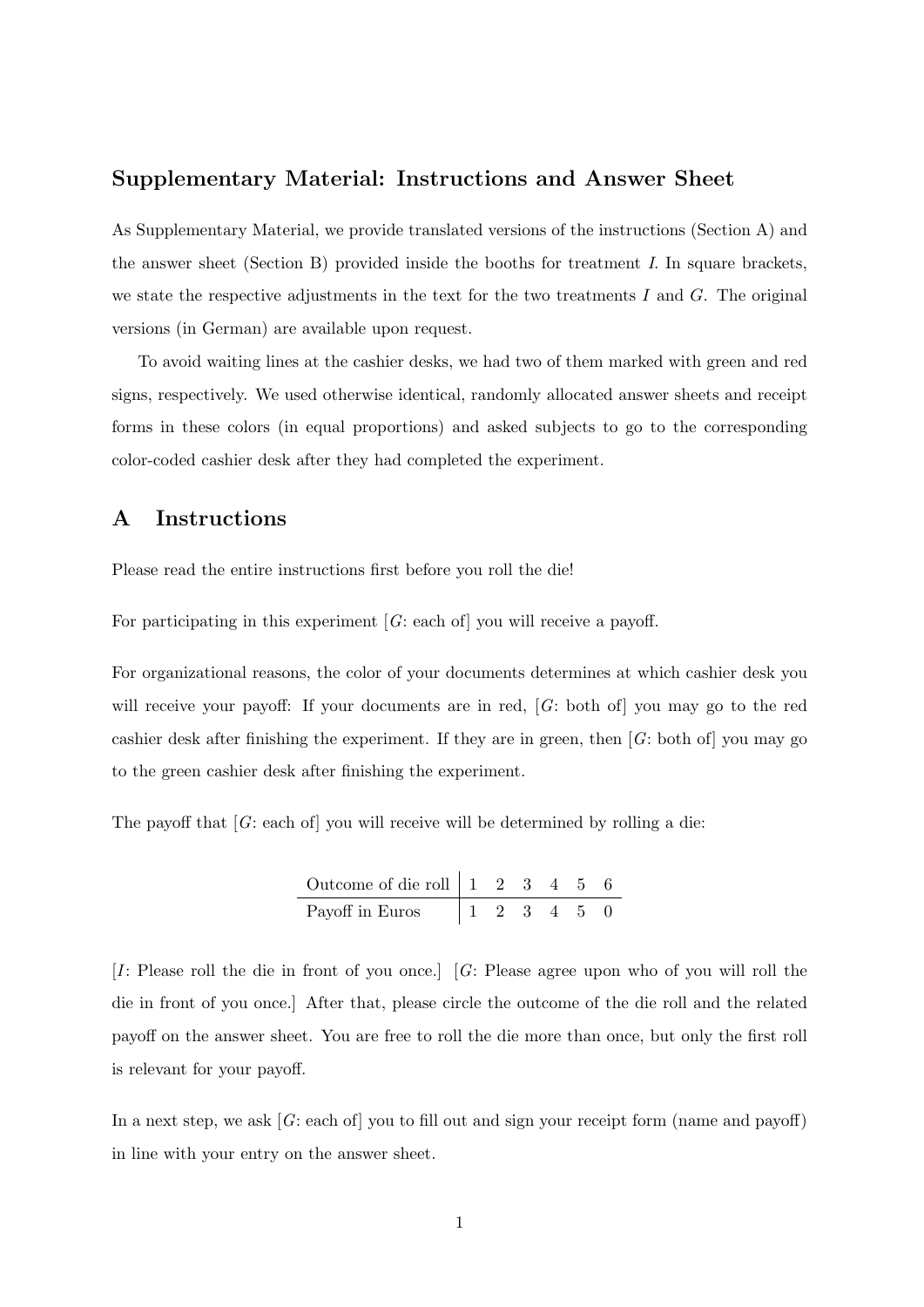## Supplementary Material: Instructions and Answer Sheet

As Supplementary Material, we provide translated versions of the instructions (Section A) and the answer sheet (Section B) provided inside the booths for treatment *I*. In square brackets, we state the respective adjustments in the text for the two treatments *I* and *G*. The original versions (in German) are available upon request.

To avoid waiting lines at the cashier desks, we had two of them marked with green and red signs, respectively. We used otherwise identical, randomly allocated answer sheets and receipt forms in these colors (in equal proportions) and asked subjects to go to the corresponding color-coded cashier desk after they had completed the experiment.

## A Instructions

Please read the entire instructions first before you roll the die!

For participating in this experiment [*G*: each of] you will receive a payoff.

For organizational reasons, the color of your documents determines at which cashier desk you will receive your payoff: If your documents are in red, [*G*: both of] you may go to the red cashier desk after finishing the experiment. If they are in green, then [*G*: both of] you may go to the green cashier desk after finishing the experiment.

The payoff that [*G*: each of] you will receive will be determined by rolling a die:

| Outcome of die roll | 1 | 2 | 3 | 4 | 5 | 6 |
|---|---|---|---|---|---|---|
| Payoff in Euros | 1 | 2 | 3 | 4 | 5 | 0 |

[*I*: Please roll the die in front of you once.] [*G*: Please agree upon who of you will roll the die in front of you once.] After that, please circle the outcome of the die roll and the related payoff on the answer sheet. You are free to roll the die more than once, but only the first roll is relevant for your payoff.

In a next step, we ask [*G*: each of] you to fill out and sign your receipt form (name and payoff) in line with your entry on the answer sheet.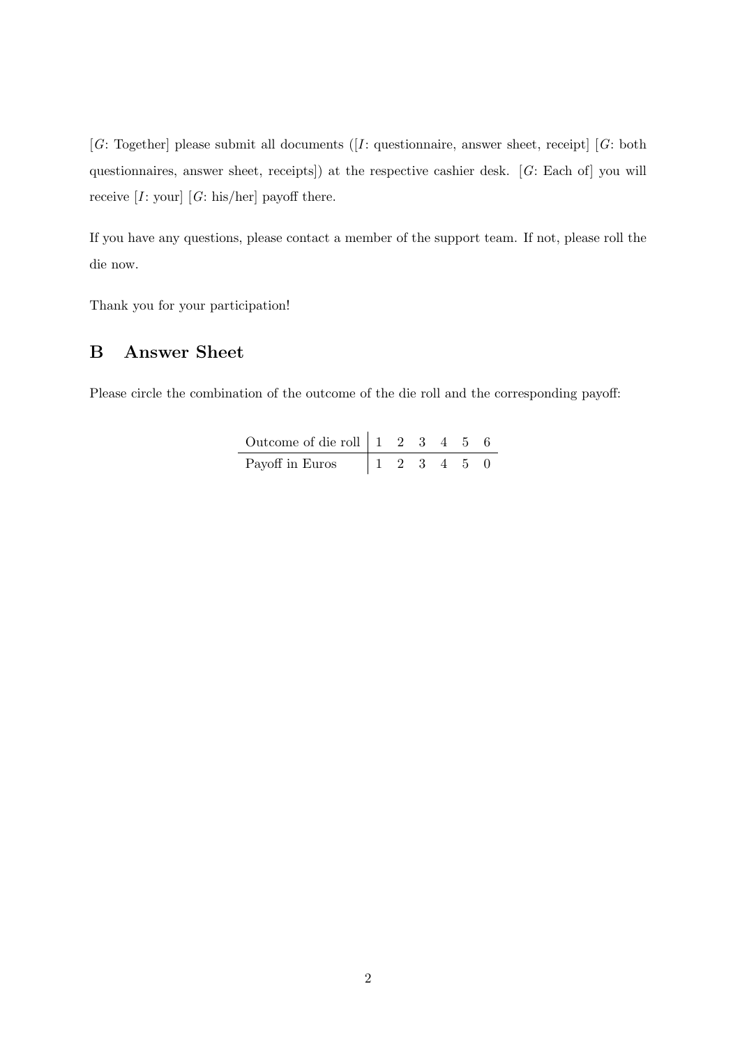[$G$: Together] please submit all documents ([$I$: questionnaire, answer sheet, receipt] [$G$: both questionnaires, answer sheet, receipts]) at the respective cashier desk. [$G$: Each of] you will receive [$I$: your] [$G$: his/her] payoff there.

If you have any questions, please contact a member of the support team. If not, please roll the die now.

Thank you for your participation!

## B Answer Sheet

Please circle the combination of the outcome of the die roll and the corresponding payoff:

| Outcome of die roll | 1 | 2 | 3 | 4 | 5 | 6 |
|---|---|---|---|---|---|---|
| Payoff in Euros | 1 | 2 | 3 | 4 | 5 | 0 |